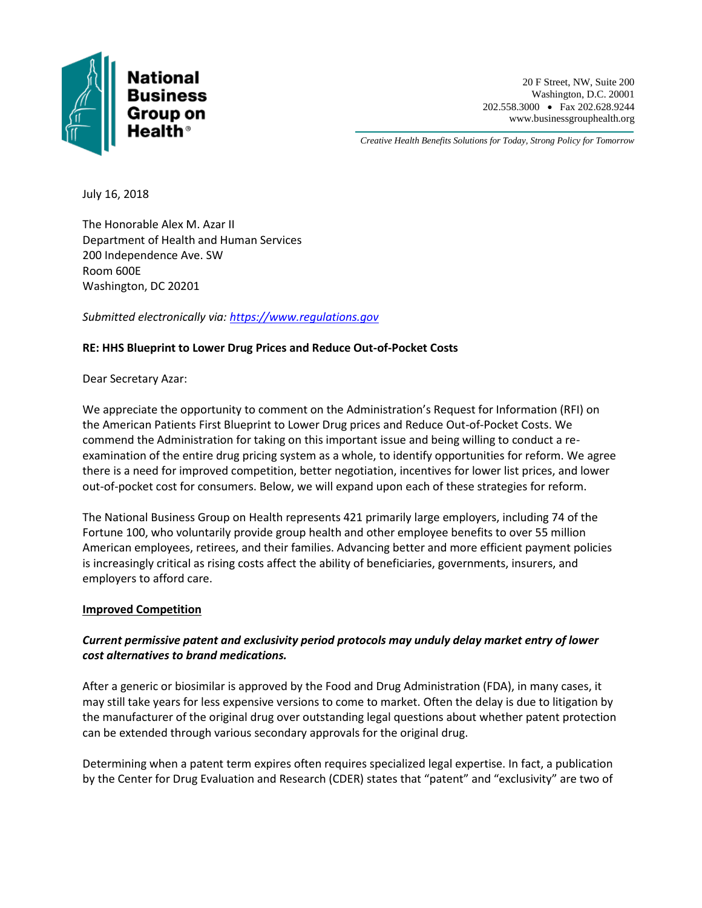**National Business Group on Health®**

20 F Street, NW, Suite 200
Washington, D.C. 20001
202.558.3000 • Fax 202.628.9244
www.businessgrouphealth.org

*Creative Health Benefits Solutions for Today, Strong Policy for Tomorrow*

July 16, 2018

The Honorable Alex M. Azar II
Department of Health and Human Services
200 Independence Ave. SW
Room 600E
Washington, DC 20201

*Submitted electronically via: https://www.regulations.gov*

**RE: HHS Blueprint to Lower Drug Prices and Reduce Out-of-Pocket Costs**

Dear Secretary Azar:

We appreciate the opportunity to comment on the Administration's Request for Information (RFI) on the American Patients First Blueprint to Lower Drug prices and Reduce Out-of-Pocket Costs. We commend the Administration for taking on this important issue and being willing to conduct a re-examination of the entire drug pricing system as a whole, to identify opportunities for reform. We agree there is a need for improved competition, better negotiation, incentives for lower list prices, and lower out-of-pocket cost for consumers. Below, we will expand upon each of these strategies for reform.

The National Business Group on Health represents 421 primarily large employers, including 74 of the Fortune 100, who voluntarily provide group health and other employee benefits to over 55 million American employees, retirees, and their families. Advancing better and more efficient payment policies is increasingly critical as rising costs affect the ability of beneficiaries, governments, insurers, and employers to afford care.

## Improved Competition

### *Current permissive patent and exclusivity period protocols may unduly delay market entry of lower cost alternatives to brand medications.*

After a generic or biosimilar is approved by the Food and Drug Administration (FDA), in many cases, it may still take years for less expensive versions to come to market. Often the delay is due to litigation by the manufacturer of the original drug over outstanding legal questions about whether patent protection can be extended through various secondary approvals for the original drug.

Determining when a patent term expires often requires specialized legal expertise. In fact, a publication by the Center for Drug Evaluation and Research (CDER) states that "patent" and "exclusivity" are two of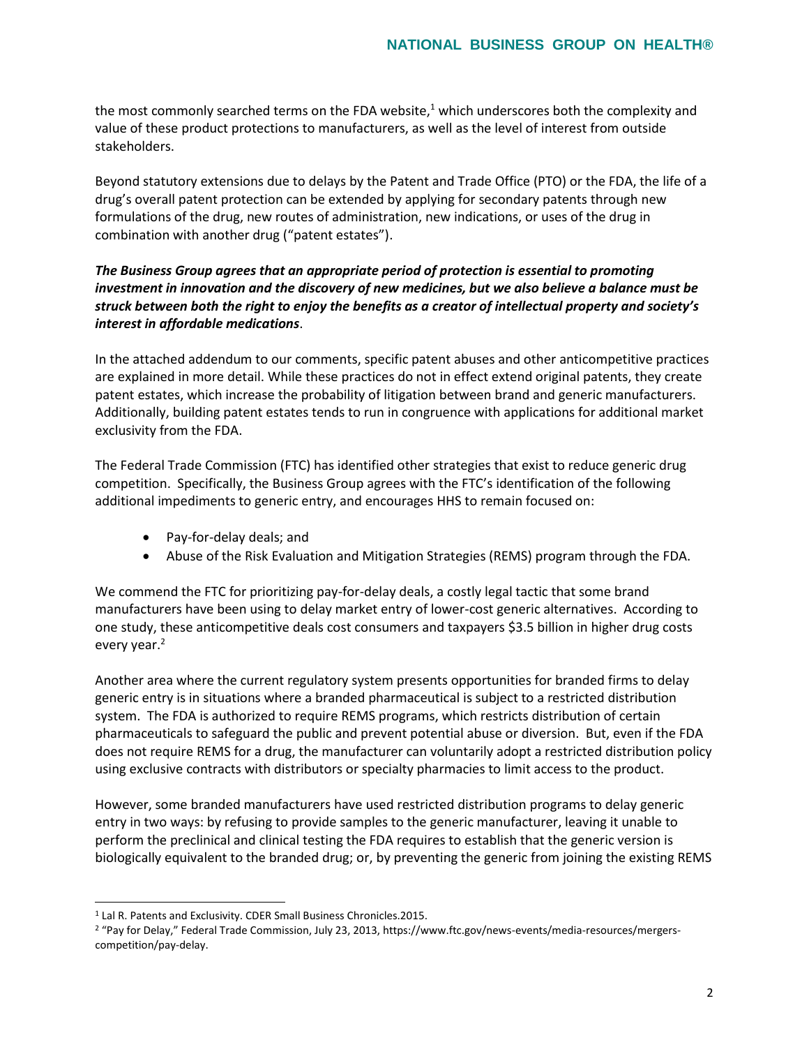the most commonly searched terms on the FDA website,[1] which underscores both the complexity and value of these product protections to manufacturers, as well as the level of interest from outside stakeholders.

Beyond statutory extensions due to delays by the Patent and Trade Office (PTO) or the FDA, the life of a drug's overall patent protection can be extended by applying for secondary patents through new formulations of the drug, new routes of administration, new indications, or uses of the drug in combination with another drug ("patent estates").

***The Business Group agrees that an appropriate period of protection is essential to promoting investment in innovation and the discovery of new medicines, but we also believe a balance must be struck between both the right to enjoy the benefits as a creator of intellectual property and society's interest in affordable medications***.

In the attached addendum to our comments, specific patent abuses and other anticompetitive practices are explained in more detail. While these practices do not in effect extend original patents, they create patent estates, which increase the probability of litigation between brand and generic manufacturers. Additionally, building patent estates tends to run in congruence with applications for additional market exclusivity from the FDA.

The Federal Trade Commission (FTC) has identified other strategies that exist to reduce generic drug competition. Specifically, the Business Group agrees with the FTC's identification of the following additional impediments to generic entry, and encourages HHS to remain focused on:

- Pay-for-delay deals; and
- Abuse of the Risk Evaluation and Mitigation Strategies (REMS) program through the FDA.

We commend the FTC for prioritizing pay-for-delay deals, a costly legal tactic that some brand manufacturers have been using to delay market entry of lower-cost generic alternatives. According to one study, these anticompetitive deals cost consumers and taxpayers $3.5 billion in higher drug costs every year.[2]

Another area where the current regulatory system presents opportunities for branded firms to delay generic entry is in situations where a branded pharmaceutical is subject to a restricted distribution system. The FDA is authorized to require REMS programs, which restricts distribution of certain pharmaceuticals to safeguard the public and prevent potential abuse or diversion. But, even if the FDA does not require REMS for a drug, the manufacturer can voluntarily adopt a restricted distribution policy using exclusive contracts with distributors or specialty pharmacies to limit access to the product.

However, some branded manufacturers have used restricted distribution programs to delay generic entry in two ways: by refusing to provide samples to the generic manufacturer, leaving it unable to perform the preclinical and clinical testing the FDA requires to establish that the generic version is biologically equivalent to the branded drug; or, by preventing the generic from joining the existing REMS

---

[1] Lal R. Patents and Exclusivity. CDER Small Business Chronicles.2015.

[2] "Pay for Delay," Federal Trade Commission, July 23, 2013, https://www.ftc.gov/news-events/media-resources/mergers-competition/pay-delay.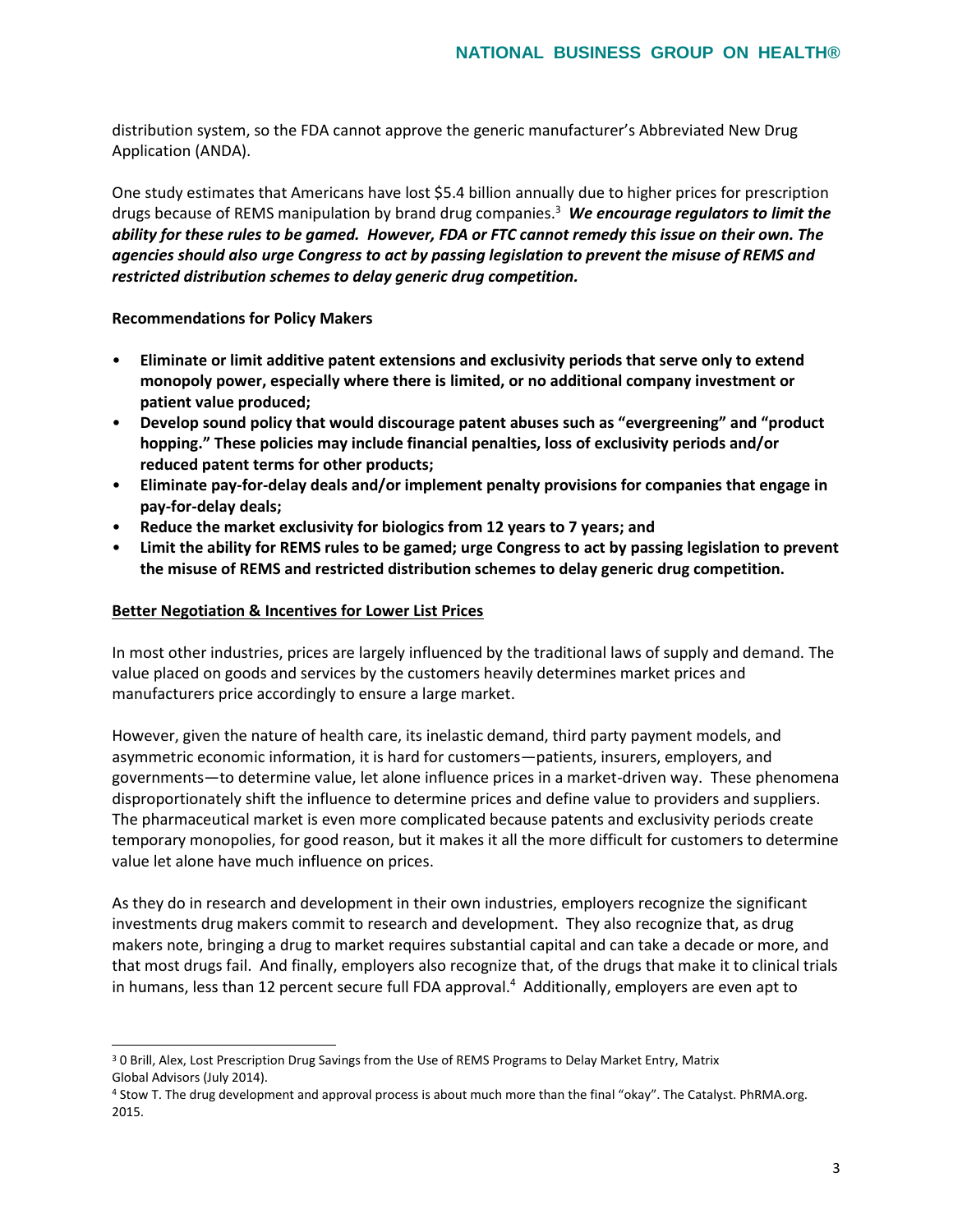distribution system, so the FDA cannot approve the generic manufacturer's Abbreviated New Drug Application (ANDA).

One study estimates that Americans have lost $5.4 billion annually due to higher prices for prescription drugs because of REMS manipulation by brand drug companies.[3] ***We encourage regulators to limit the ability for these rules to be gamed. However, FDA or FTC cannot remedy this issue on their own. The agencies should also urge Congress to act by passing legislation to prevent the misuse of REMS and restricted distribution schemes to delay generic drug competition.***

**Recommendations for Policy Makers**

- **Eliminate or limit additive patent extensions and exclusivity periods that serve only to extend monopoly power, especially where there is limited, or no additional company investment or patient value produced;**
- **Develop sound policy that would discourage patent abuses such as "evergreening" and "product hopping." These policies may include financial penalties, loss of exclusivity periods and/or reduced patent terms for other products;**
- **Eliminate pay-for-delay deals and/or implement penalty provisions for companies that engage in pay-for-delay deals;**
- **Reduce the market exclusivity for biologics from 12 years to 7 years; and**
- **Limit the ability for REMS rules to be gamed; urge Congress to act by passing legislation to prevent the misuse of REMS and restricted distribution schemes to delay generic drug competition.**

**Better Negotiation & Incentives for Lower List Prices**

In most other industries, prices are largely influenced by the traditional laws of supply and demand. The value placed on goods and services by the customers heavily determines market prices and manufacturers price accordingly to ensure a large market.

However, given the nature of health care, its inelastic demand, third party payment models, and asymmetric economic information, it is hard for customers—patients, insurers, employers, and governments—to determine value, let alone influence prices in a market-driven way. These phenomena disproportionately shift the influence to determine prices and define value to providers and suppliers. The pharmaceutical market is even more complicated because patents and exclusivity periods create temporary monopolies, for good reason, but it makes it all the more difficult for customers to determine value let alone have much influence on prices.

As they do in research and development in their own industries, employers recognize the significant investments drug makers commit to research and development. They also recognize that, as drug makers note, bringing a drug to market requires substantial capital and can take a decade or more, and that most drugs fail. And finally, employers also recognize that, of the drugs that make it to clinical trials in humans, less than 12 percent secure full FDA approval.[4] Additionally, employers are even apt to

---

[3] 0 Brill, Alex, Lost Prescription Drug Savings from the Use of REMS Programs to Delay Market Entry, Matrix Global Advisors (July 2014).

[4] Stow T. The drug development and approval process is about much more than the final "okay". The Catalyst. PhRMA.org. 2015.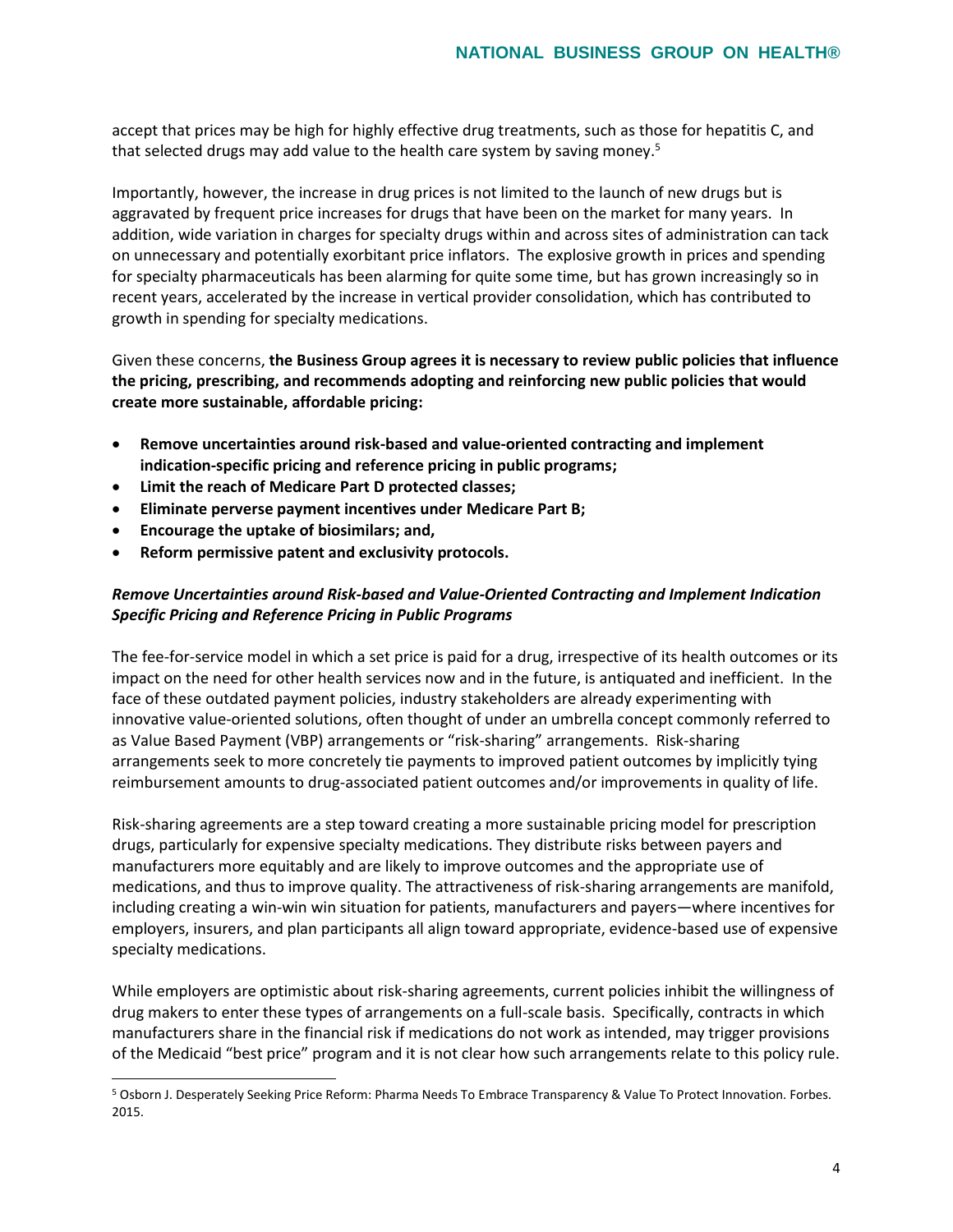accept that prices may be high for highly effective drug treatments, such as those for hepatitis C, and that selected drugs may add value to the health care system by saving money.[5]

Importantly, however, the increase in drug prices is not limited to the launch of new drugs but is aggravated by frequent price increases for drugs that have been on the market for many years. In addition, wide variation in charges for specialty drugs within and across sites of administration can tack on unnecessary and potentially exorbitant price inflators. The explosive growth in prices and spending for specialty pharmaceuticals has been alarming for quite some time, but has grown increasingly so in recent years, accelerated by the increase in vertical provider consolidation, which has contributed to growth in spending for specialty medications.

Given these concerns, **the Business Group agrees it is necessary to review public policies that influence the pricing, prescribing, and recommends adopting and reinforcing new public policies that would create more sustainable, affordable pricing:**

- **Remove uncertainties around risk-based and value-oriented contracting and implement indication-specific pricing and reference pricing in public programs;**
- **Limit the reach of Medicare Part D protected classes;**
- **Eliminate perverse payment incentives under Medicare Part B;**
- **Encourage the uptake of biosimilars; and,**
- **Reform permissive patent and exclusivity protocols.**

***Remove Uncertainties around Risk-based and Value-Oriented Contracting and Implement Indication Specific Pricing and Reference Pricing in Public Programs***

The fee-for-service model in which a set price is paid for a drug, irrespective of its health outcomes or its impact on the need for other health services now and in the future, is antiquated and inefficient. In the face of these outdated payment policies, industry stakeholders are already experimenting with innovative value-oriented solutions, often thought of under an umbrella concept commonly referred to as Value Based Payment (VBP) arrangements or "risk-sharing" arrangements. Risk-sharing arrangements seek to more concretely tie payments to improved patient outcomes by implicitly tying reimbursement amounts to drug-associated patient outcomes and/or improvements in quality of life.

Risk-sharing agreements are a step toward creating a more sustainable pricing model for prescription drugs, particularly for expensive specialty medications. They distribute risks between payers and manufacturers more equitably and are likely to improve outcomes and the appropriate use of medications, and thus to improve quality. The attractiveness of risk-sharing arrangements are manifold, including creating a win-win win situation for patients, manufacturers and payers—where incentives for employers, insurers, and plan participants all align toward appropriate, evidence-based use of expensive specialty medications.

While employers are optimistic about risk-sharing agreements, current policies inhibit the willingness of drug makers to enter these types of arrangements on a full-scale basis. Specifically, contracts in which manufacturers share in the financial risk if medications do not work as intended, may trigger provisions of the Medicaid "best price" program and it is not clear how such arrangements relate to this policy rule.

[5] Osborn J. Desperately Seeking Price Reform: Pharma Needs To Embrace Transparency & Value To Protect Innovation. Forbes. 2015.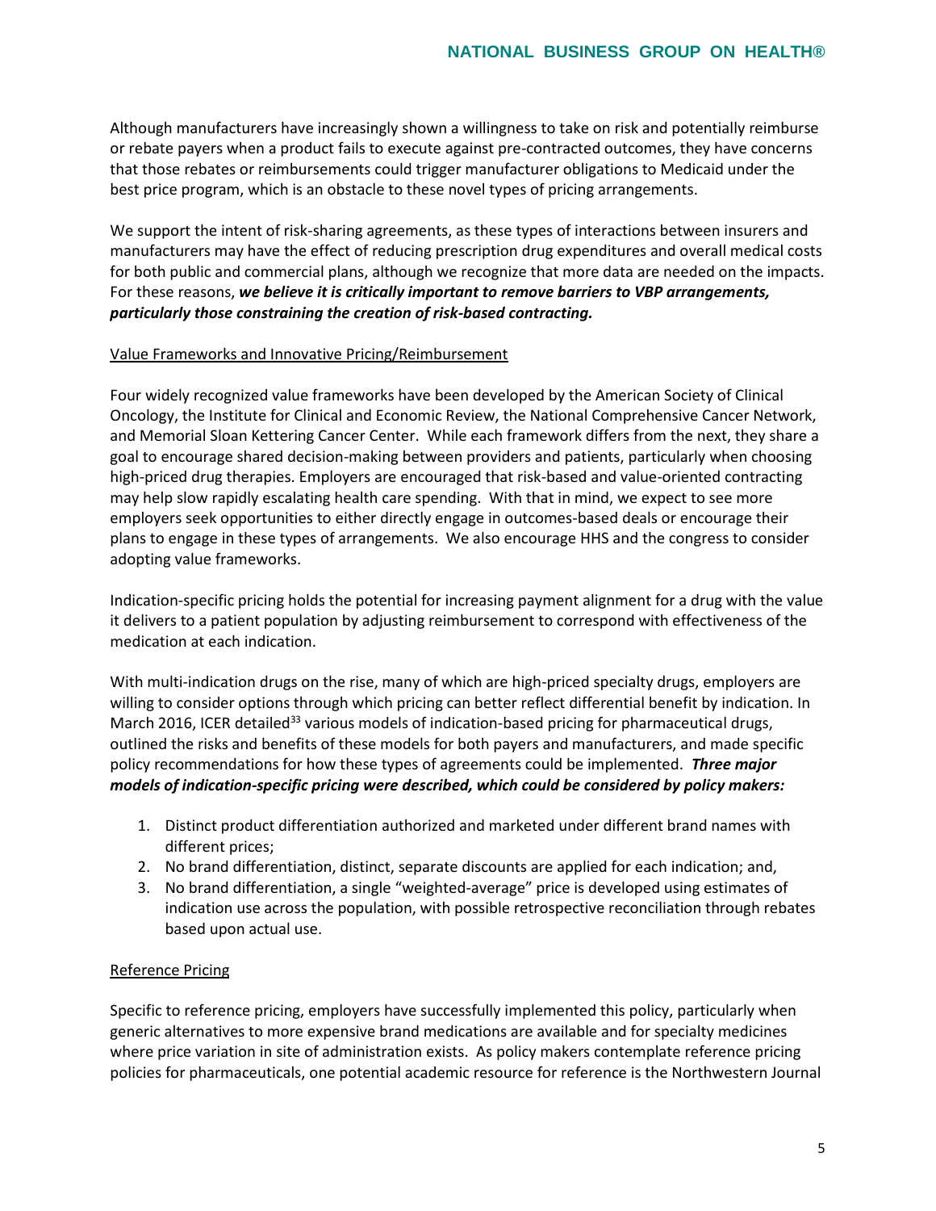Although manufacturers have increasingly shown a willingness to take on risk and potentially reimburse or rebate payers when a product fails to execute against pre-contracted outcomes, they have concerns that those rebates or reimbursements could trigger manufacturer obligations to Medicaid under the best price program, which is an obstacle to these novel types of pricing arrangements.

We support the intent of risk-sharing agreements, as these types of interactions between insurers and manufacturers may have the effect of reducing prescription drug expenditures and overall medical costs for both public and commercial plans, although we recognize that more data are needed on the impacts. For these reasons, ***we believe it is critically important to remove barriers to VBP arrangements, particularly those constraining the creation of risk-based contracting.***

<u>Value Frameworks and Innovative Pricing/Reimbursement</u>

Four widely recognized value frameworks have been developed by the American Society of Clinical Oncology, the Institute for Clinical and Economic Review, the National Comprehensive Cancer Network, and Memorial Sloan Kettering Cancer Center. While each framework differs from the next, they share a goal to encourage shared decision-making between providers and patients, particularly when choosing high-priced drug therapies. Employers are encouraged that risk-based and value-oriented contracting may help slow rapidly escalating health care spending. With that in mind, we expect to see more employers seek opportunities to either directly engage in outcomes-based deals or encourage their plans to engage in these types of arrangements. We also encourage HHS and the congress to consider adopting value frameworks.

Indication-specific pricing holds the potential for increasing payment alignment for a drug with the value it delivers to a patient population by adjusting reimbursement to correspond with effectiveness of the medication at each indication.

With multi-indication drugs on the rise, many of which are high-priced specialty drugs, employers are willing to consider options through which pricing can better reflect differential benefit by indication. In March 2016, ICER detailed[33] various models of indication-based pricing for pharmaceutical drugs, outlined the risks and benefits of these models for both payers and manufacturers, and made specific policy recommendations for how these types of agreements could be implemented. ***Three major models of indication-specific pricing were described, which could be considered by policy makers:***

1. Distinct product differentiation authorized and marketed under different brand names with different prices;
2. No brand differentiation, distinct, separate discounts are applied for each indication; and,
3. No brand differentiation, a single "weighted-average" price is developed using estimates of indication use across the population, with possible retrospective reconciliation through rebates based upon actual use.

<u>Reference Pricing</u>

Specific to reference pricing, employers have successfully implemented this policy, particularly when generic alternatives to more expensive brand medications are available and for specialty medicines where price variation in site of administration exists. As policy makers contemplate reference pricing policies for pharmaceuticals, one potential academic resource for reference is the Northwestern Journal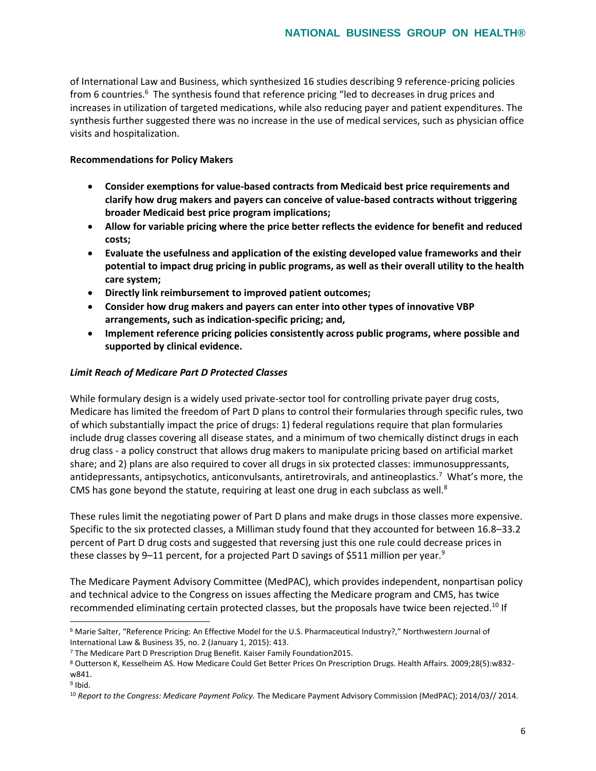of International Law and Business, which synthesized 16 studies describing 9 reference-pricing policies from 6 countries.[6] The synthesis found that reference pricing "led to decreases in drug prices and increases in utilization of targeted medications, while also reducing payer and patient expenditures. The synthesis further suggested there was no increase in the use of medical services, such as physician office visits and hospitalization.

**Recommendations for Policy Makers**

- **Consider exemptions for value-based contracts from Medicaid best price requirements and clarify how drug makers and payers can conceive of value-based contracts without triggering broader Medicaid best price program implications;**
- **Allow for variable pricing where the price better reflects the evidence for benefit and reduced costs;**
- **Evaluate the usefulness and application of the existing developed value frameworks and their potential to impact drug pricing in public programs, as well as their overall utility to the health care system;**
- **Directly link reimbursement to improved patient outcomes;**
- **Consider how drug makers and payers can enter into other types of innovative VBP arrangements, such as indication-specific pricing; and,**
- **Implement reference pricing policies consistently across public programs, where possible and supported by clinical evidence.**

***Limit Reach of Medicare Part D Protected Classes***

While formulary design is a widely used private-sector tool for controlling private payer drug costs, Medicare has limited the freedom of Part D plans to control their formularies through specific rules, two of which substantially impact the price of drugs: 1) federal regulations require that plan formularies include drug classes covering all disease states, and a minimum of two chemically distinct drugs in each drug class - a policy construct that allows drug makers to manipulate pricing based on artificial market share; and 2) plans are also required to cover all drugs in six protected classes: immunosuppressants, antidepressants, antipsychotics, anticonvulsants, antiretrovirals, and antineoplastics.[7] What's more, the CMS has gone beyond the statute, requiring at least one drug in each subclass as well.[8]

These rules limit the negotiating power of Part D plans and make drugs in those classes more expensive. Specific to the six protected classes, a Milliman study found that they accounted for between 16.8–33.2 percent of Part D drug costs and suggested that reversing just this one rule could decrease prices in these classes by 9–11 percent, for a projected Part D savings of $511 million per year.[9]

The Medicare Payment Advisory Committee (MedPAC), which provides independent, nonpartisan policy and technical advice to the Congress on issues affecting the Medicare program and CMS, has twice recommended eliminating certain protected classes, but the proposals have twice been rejected.[10] If

---

[6] Marie Salter, "Reference Pricing: An Effective Model for the U.S. Pharmaceutical Industry?," Northwestern Journal of International Law & Business 35, no. 2 (January 1, 2015): 413.

[7] The Medicare Part D Prescription Drug Benefit. Kaiser Family Foundation2015.

[8] Outterson K, Kesselheim AS. How Medicare Could Get Better Prices On Prescription Drugs. Health Affairs. 2009;28(5):w832-w841.

[9] Ibid.

[10] *Report to the Congress: Medicare Payment Policy.* The Medicare Payment Advisory Commission (MedPAC); 2014/03// 2014.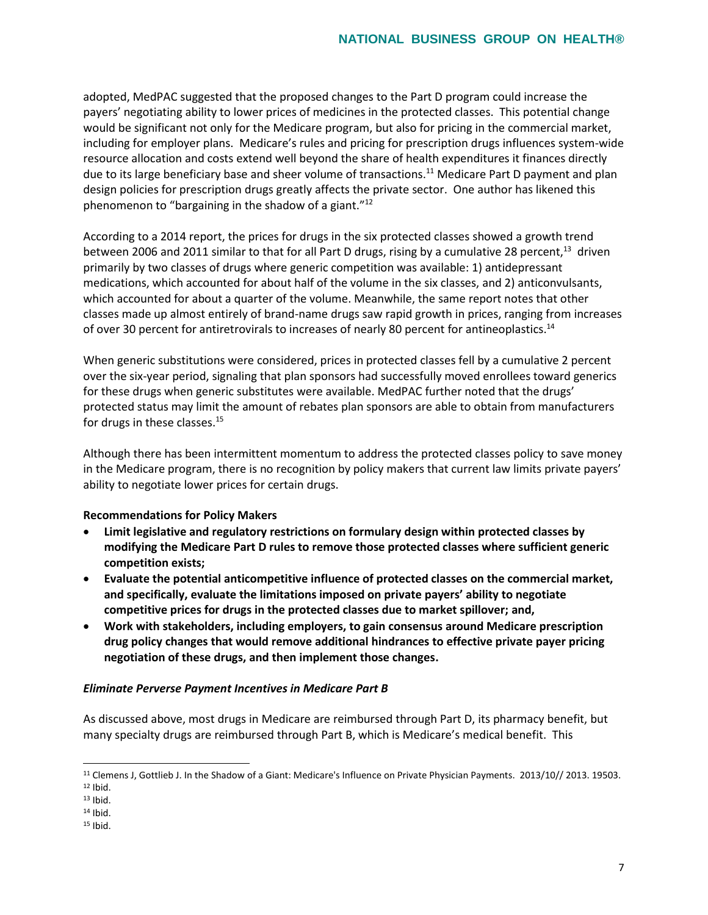adopted, MedPAC suggested that the proposed changes to the Part D program could increase the payers' negotiating ability to lower prices of medicines in the protected classes. This potential change would be significant not only for the Medicare program, but also for pricing in the commercial market, including for employer plans. Medicare's rules and pricing for prescription drugs influences system-wide resource allocation and costs extend well beyond the share of health expenditures it finances directly due to its large beneficiary base and sheer volume of transactions.[11] Medicare Part D payment and plan design policies for prescription drugs greatly affects the private sector. One author has likened this phenomenon to "bargaining in the shadow of a giant."[12]

According to a 2014 report, the prices for drugs in the six protected classes showed a growth trend between 2006 and 2011 similar to that for all Part D drugs, rising by a cumulative 28 percent,[13] driven primarily by two classes of drugs where generic competition was available: 1) antidepressant medications, which accounted for about half of the volume in the six classes, and 2) anticonvulsants, which accounted for about a quarter of the volume. Meanwhile, the same report notes that other classes made up almost entirely of brand-name drugs saw rapid growth in prices, ranging from increases of over 30 percent for antiretrovirals to increases of nearly 80 percent for antineoplastics.[14]

When generic substitutions were considered, prices in protected classes fell by a cumulative 2 percent over the six-year period, signaling that plan sponsors had successfully moved enrollees toward generics for these drugs when generic substitutes were available. MedPAC further noted that the drugs' protected status may limit the amount of rebates plan sponsors are able to obtain from manufacturers for drugs in these classes.[15]

Although there has been intermittent momentum to address the protected classes policy to save money in the Medicare program, there is no recognition by policy makers that current law limits private payers' ability to negotiate lower prices for certain drugs.

**Recommendations for Policy Makers**

- **Limit legislative and regulatory restrictions on formulary design within protected classes by modifying the Medicare Part D rules to remove those protected classes where sufficient generic competition exists;**
- **Evaluate the potential anticompetitive influence of protected classes on the commercial market, and specifically, evaluate the limitations imposed on private payers' ability to negotiate competitive prices for drugs in the protected classes due to market spillover; and,**
- **Work with stakeholders, including employers, to gain consensus around Medicare prescription drug policy changes that would remove additional hindrances to effective private payer pricing negotiation of these drugs, and then implement those changes.**

***Eliminate Perverse Payment Incentives in Medicare Part B***

As discussed above, most drugs in Medicare are reimbursed through Part D, its pharmacy benefit, but many specialty drugs are reimbursed through Part B, which is Medicare's medical benefit. This

---

[11] Clemens J, Gottlieb J. In the Shadow of a Giant: Medicare's Influence on Private Physician Payments. 2013/10// 2013. 19503.
[12] Ibid.
[13] Ibid.
[14] Ibid.
[15] Ibid.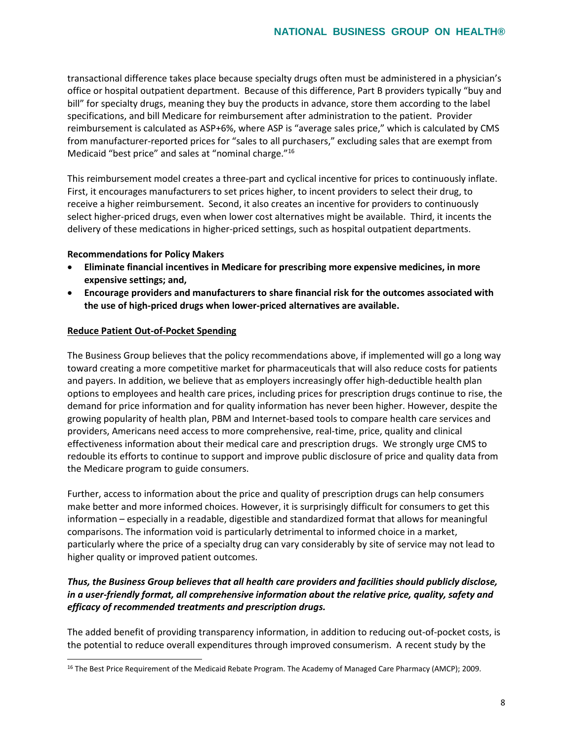transactional difference takes place because specialty drugs often must be administered in a physician's office or hospital outpatient department. Because of this difference, Part B providers typically "buy and bill" for specialty drugs, meaning they buy the products in advance, store them according to the label specifications, and bill Medicare for reimbursement after administration to the patient. Provider reimbursement is calculated as ASP+6%, where ASP is "average sales price," which is calculated by CMS from manufacturer-reported prices for "sales to all purchasers," excluding sales that are exempt from Medicaid "best price" and sales at "nominal charge."[16]

This reimbursement model creates a three-part and cyclical incentive for prices to continuously inflate. First, it encourages manufacturers to set prices higher, to incent providers to select their drug, to receive a higher reimbursement. Second, it also creates an incentive for providers to continuously select higher-priced drugs, even when lower cost alternatives might be available. Third, it incents the delivery of these medications in higher-priced settings, such as hospital outpatient departments.

**Recommendations for Policy Makers**

- **Eliminate financial incentives in Medicare for prescribing more expensive medicines, in more expensive settings; and,**
- **Encourage providers and manufacturers to share financial risk for the outcomes associated with the use of high-priced drugs when lower-priced alternatives are available.**

**Reduce Patient Out-of-Pocket Spending**

The Business Group believes that the policy recommendations above, if implemented will go a long way toward creating a more competitive market for pharmaceuticals that will also reduce costs for patients and payers. In addition, we believe that as employers increasingly offer high-deductible health plan options to employees and health care prices, including prices for prescription drugs continue to rise, the demand for price information and for quality information has never been higher. However, despite the growing popularity of health plan, PBM and Internet-based tools to compare health care services and providers, Americans need access to more comprehensive, real-time, price, quality and clinical effectiveness information about their medical care and prescription drugs. We strongly urge CMS to redouble its efforts to continue to support and improve public disclosure of price and quality data from the Medicare program to guide consumers.

Further, access to information about the price and quality of prescription drugs can help consumers make better and more informed choices. However, it is surprisingly difficult for consumers to get this information – especially in a readable, digestible and standardized format that allows for meaningful comparisons. The information void is particularly detrimental to informed choice in a market, particularly where the price of a specialty drug can vary considerably by site of service may not lead to higher quality or improved patient outcomes.

***Thus, the Business Group believes that all health care providers and facilities should publicly disclose, in a user-friendly format, all comprehensive information about the relative price, quality, safety and efficacy of recommended treatments and prescription drugs.***

The added benefit of providing transparency information, in addition to reducing out-of-pocket costs, is the potential to reduce overall expenditures through improved consumerism. A recent study by the

[16] The Best Price Requirement of the Medicaid Rebate Program. The Academy of Managed Care Pharmacy (AMCP); 2009.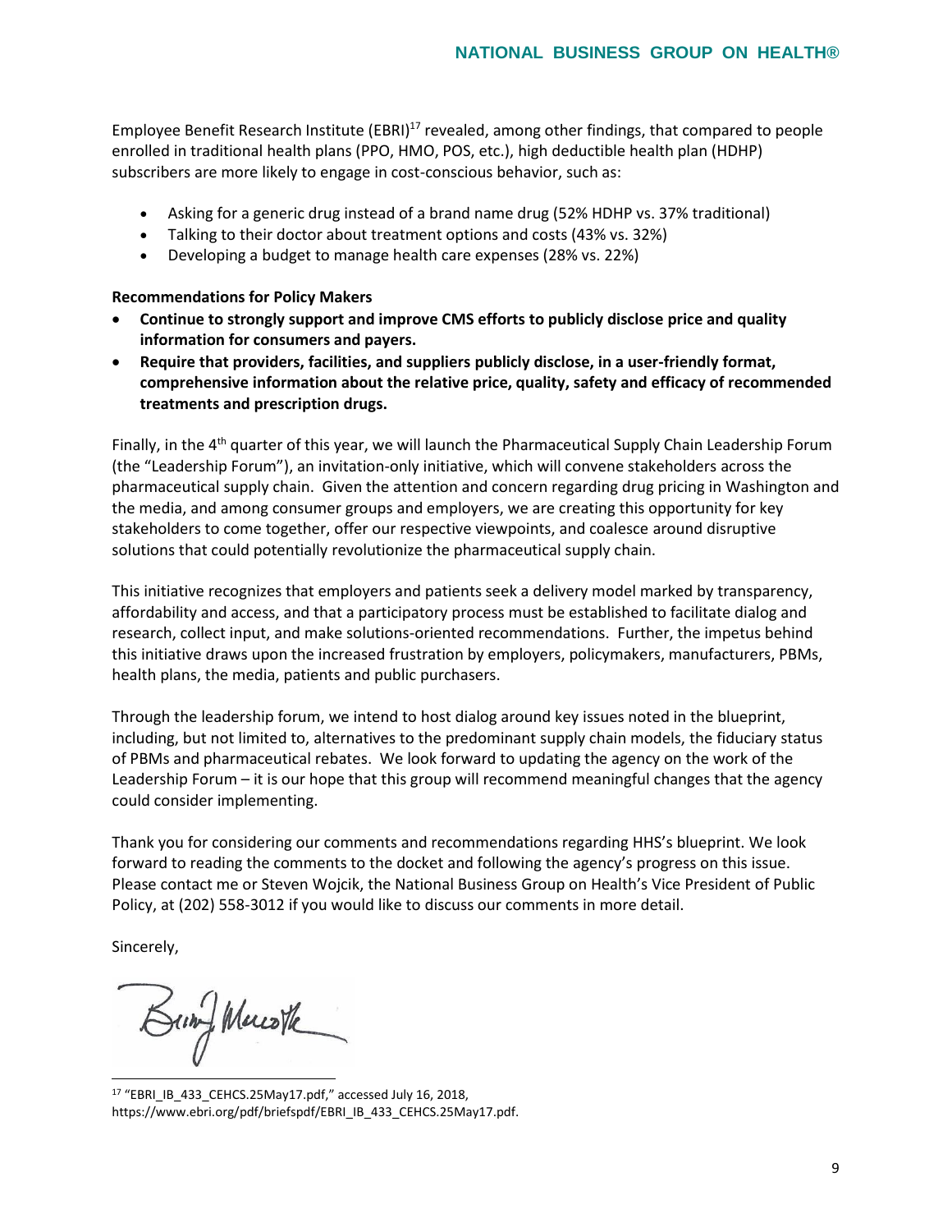Employee Benefit Research Institute (EBRI)[17] revealed, among other findings, that compared to people enrolled in traditional health plans (PPO, HMO, POS, etc.), high deductible health plan (HDHP) subscribers are more likely to engage in cost-conscious behavior, such as:

- Asking for a generic drug instead of a brand name drug (52% HDHP vs. 37% traditional)
- Talking to their doctor about treatment options and costs (43% vs. 32%)
- Developing a budget to manage health care expenses (28% vs. 22%)

**Recommendations for Policy Makers**

- **Continue to strongly support and improve CMS efforts to publicly disclose price and quality information for consumers and payers.**
- **Require that providers, facilities, and suppliers publicly disclose, in a user-friendly format, comprehensive information about the relative price, quality, safety and efficacy of recommended treatments and prescription drugs.**

Finally, in the 4th quarter of this year, we will launch the Pharmaceutical Supply Chain Leadership Forum (the "Leadership Forum"), an invitation-only initiative, which will convene stakeholders across the pharmaceutical supply chain. Given the attention and concern regarding drug pricing in Washington and the media, and among consumer groups and employers, we are creating this opportunity for key stakeholders to come together, offer our respective viewpoints, and coalesce around disruptive solutions that could potentially revolutionize the pharmaceutical supply chain.

This initiative recognizes that employers and patients seek a delivery model marked by transparency, affordability and access, and that a participatory process must be established to facilitate dialog and research, collect input, and make solutions-oriented recommendations. Further, the impetus behind this initiative draws upon the increased frustration by employers, policymakers, manufacturers, PBMs, health plans, the media, patients and public purchasers.

Through the leadership forum, we intend to host dialog around key issues noted in the blueprint, including, but not limited to, alternatives to the predominant supply chain models, the fiduciary status of PBMs and pharmaceutical rebates. We look forward to updating the agency on the work of the Leadership Forum – it is our hope that this group will recommend meaningful changes that the agency could consider implementing.

Thank you for considering our comments and recommendations regarding HHS's blueprint. We look forward to reading the comments to the docket and following the agency's progress on this issue. Please contact me or Steven Wojcik, the National Business Group on Health's Vice President of Public Policy, at (202) 558-3012 if you would like to discuss our comments in more detail.

Sincerely,

[17] "EBRI_IB_433_CEHCS.25May17.pdf," accessed July 16, 2018, https://www.ebri.org/pdf/briefspdf/EBRI_IB_433_CEHCS.25May17.pdf.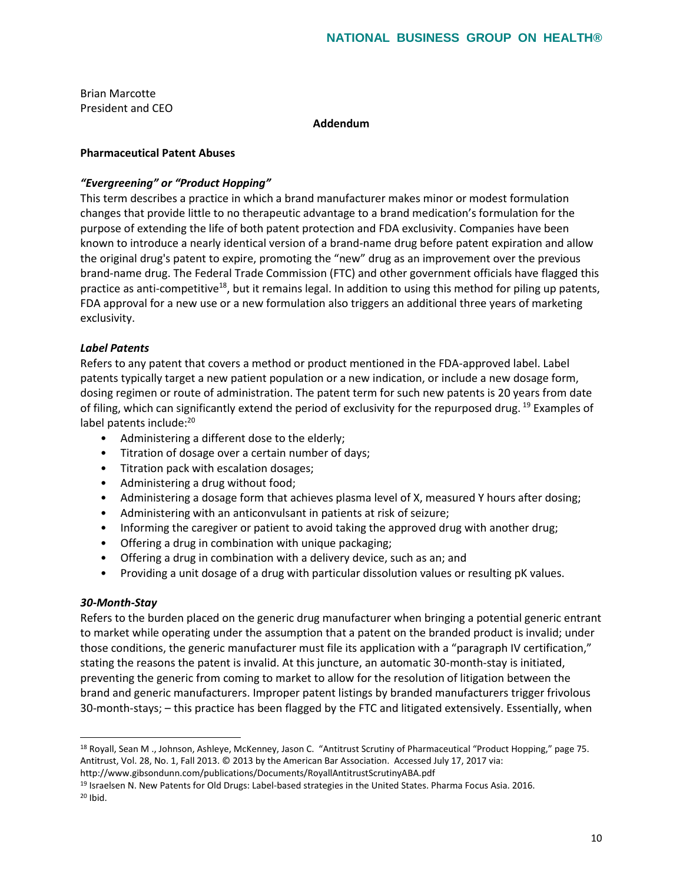Brian Marcotte
President and CEO

**Addendum**

**Pharmaceutical Patent Abuses**

***"Evergreening" or "Product Hopping"***

This term describes a practice in which a brand manufacturer makes minor or modest formulation changes that provide little to no therapeutic advantage to a brand medication's formulation for the purpose of extending the life of both patent protection and FDA exclusivity. Companies have been known to introduce a nearly identical version of a brand-name drug before patent expiration and allow the original drug's patent to expire, promoting the "new" drug as an improvement over the previous brand-name drug. The Federal Trade Commission (FTC) and other government officials have flagged this practice as anti-competitive[18], but it remains legal. In addition to using this method for piling up patents, FDA approval for a new use or a new formulation also triggers an additional three years of marketing exclusivity.

***Label Patents***

Refers to any patent that covers a method or product mentioned in the FDA-approved label. Label patents typically target a new patient population or a new indication, or include a new dosage form, dosing regimen or route of administration. The patent term for such new patents is 20 years from date of filing, which can significantly extend the period of exclusivity for the repurposed drug. [19] Examples of label patents include:[20]

- Administering a different dose to the elderly;
- Titration of dosage over a certain number of days;
- Titration pack with escalation dosages;
- Administering a drug without food;
- Administering a dosage form that achieves plasma level of X, measured Y hours after dosing;
- Administering with an anticonvulsant in patients at risk of seizure;
- Informing the caregiver or patient to avoid taking the approved drug with another drug;
- Offering a drug in combination with unique packaging;
- Offering a drug in combination with a delivery device, such as an; and
- Providing a unit dosage of a drug with particular dissolution values or resulting pK values.

***30-Month-Stay***

Refers to the burden placed on the generic drug manufacturer when bringing a potential generic entrant to market while operating under the assumption that a patent on the branded product is invalid; under those conditions, the generic manufacturer must file its application with a "paragraph IV certification," stating the reasons the patent is invalid. At this juncture, an automatic 30-month-stay is initiated, preventing the generic from coming to market to allow for the resolution of litigation between the brand and generic manufacturers. Improper patent listings by branded manufacturers trigger frivolous 30-month-stays; – this practice has been flagged by the FTC and litigated extensively. Essentially, when

---

[18] Royall, Sean M ., Johnson, Ashleye, McKenney, Jason C. "Antitrust Scrutiny of Pharmaceutical "Product Hopping," page 75. Antitrust, Vol. 28, No. 1, Fall 2013. © 2013 by the American Bar Association. Accessed July 17, 2017 via: http://www.gibsondunn.com/publications/Documents/RoyallAntitrustScrutinyABA.pdf

[19] Israelsen N. New Patents for Old Drugs: Label-based strategies in the United States. Pharma Focus Asia. 2016.

[20] Ibid.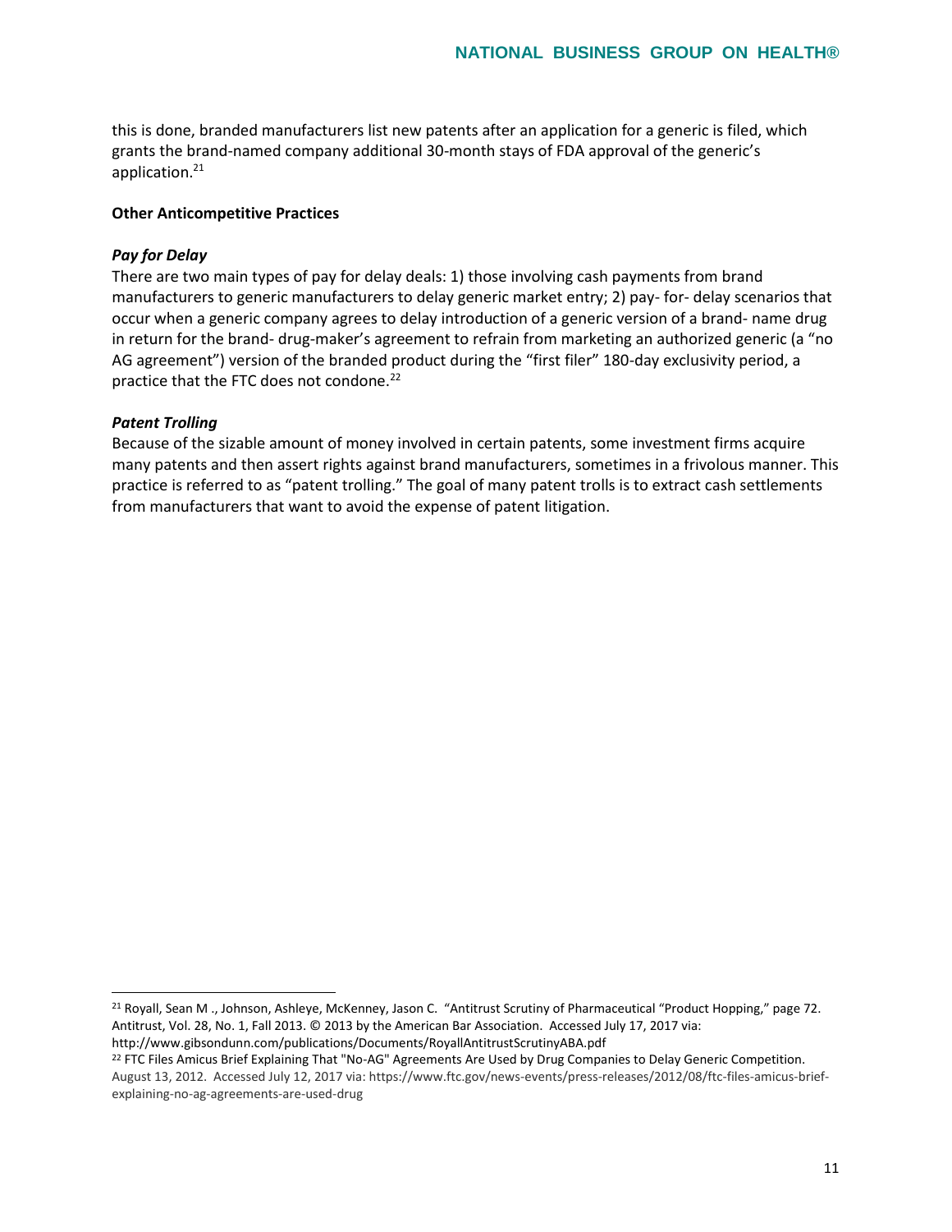this is done, branded manufacturers list new patents after an application for a generic is filed, which grants the brand-named company additional 30-month stays of FDA approval of the generic's application.[21]

**Other Anticompetitive Practices**

***Pay for Delay***

There are two main types of pay for delay deals: 1) those involving cash payments from brand manufacturers to generic manufacturers to delay generic market entry; 2) pay- for- delay scenarios that occur when a generic company agrees to delay introduction of a generic version of a brand- name drug in return for the brand- drug-maker's agreement to refrain from marketing an authorized generic (a "no AG agreement") version of the branded product during the "first filer" 180-day exclusivity period, a practice that the FTC does not condone.[22]

***Patent Trolling***

Because of the sizable amount of money involved in certain patents, some investment firms acquire many patents and then assert rights against brand manufacturers, sometimes in a frivolous manner. This practice is referred to as "patent trolling." The goal of many patent trolls is to extract cash settlements from manufacturers that want to avoid the expense of patent litigation.

---

[21] Royall, Sean M ., Johnson, Ashleye, McKenney, Jason C. "Antitrust Scrutiny of Pharmaceutical "Product Hopping," page 72. Antitrust, Vol. 28, No. 1, Fall 2013. © 2013 by the American Bar Association. Accessed July 17, 2017 via: http://www.gibsondunn.com/publications/Documents/RoyallAntitrustScrutinyABA.pdf

[22] FTC Files Amicus Brief Explaining That "No-AG" Agreements Are Used by Drug Companies to Delay Generic Competition. August 13, 2012. Accessed July 12, 2017 via: https://www.ftc.gov/news-events/press-releases/2012/08/ftc-files-amicus-brief-explaining-no-ag-agreements-are-used-drug